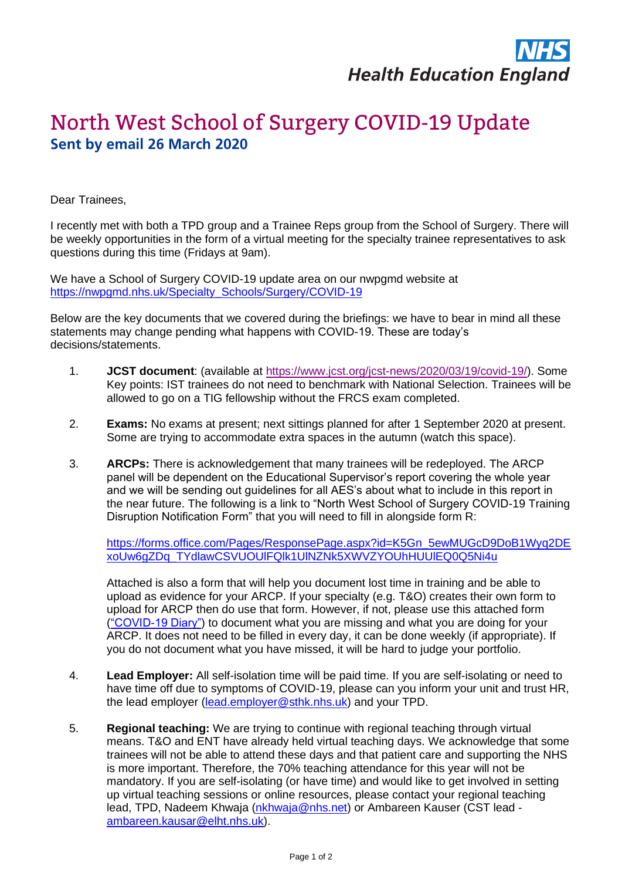NHS Health Education England

# North West School of Surgery COVID-19 Update

## Sent by email 26 March 2020

Dear Trainees,

I recently met with both a TPD group and a Trainee Reps group from the School of Surgery. There will be weekly opportunities in the form of a virtual meeting for the specialty trainee representatives to ask questions during this time (Fridays at 9am).

We have a School of Surgery COVID-19 update area on our nwpgmd website at https://nwpgmd.nhs.uk/Specialty_Schools/Surgery/COVID-19

Below are the key documents that we covered during the briefings: we have to bear in mind all these statements may change pending what happens with COVID-19. These are today's decisions/statements.

1. **JCST document**: (available at https://www.jcst.org/jcst-news/2020/03/19/covid-19/). Some Key points: IST trainees do not need to benchmark with National Selection. Trainees will be allowed to go on a TIG fellowship without the FRCS exam completed.

2. **Exams:** No exams at present; next sittings planned for after 1 September 2020 at present. Some are trying to accommodate extra spaces in the autumn (watch this space).

3. **ARCPs:** There is acknowledgement that many trainees will be redeployed. The ARCP panel will be dependent on the Educational Supervisor's report covering the whole year and we will be sending out guidelines for all AES's about what to include in this report in the near future. The following is a link to "North West School of Surgery COVID-19 Training Disruption Notification Form" that you will need to fill in alongside form R:

   https://forms.office.com/Pages/ResponsePage.aspx?id=K5Gn_5ewMUGcD9DoB1Wyq2DExoUw6gZDq_TYdlawCSVUOUlFQlk1UlNZNk5XWVZYOUhHUUlEQ0Q5Ni4u

   Attached is also a form that will help you document lost time in training and be able to upload as evidence for your ARCP. If your specialty (e.g. T&O) creates their own form to upload for ARCP then do use that form. However, if not, please use this attached form ("COVID-19 Diary") to document what you are missing and what you are doing for your ARCP. It does not need to be filled in every day, it can be done weekly (if appropriate). If you do not document what you have missed, it will be hard to judge your portfolio.

4. **Lead Employer:** All self-isolation time will be paid time. If you are self-isolating or need to have time off due to symptoms of COVID-19, please can you inform your unit and trust HR, the lead employer (lead.employer@sthk.nhs.uk) and your TPD.

5. **Regional teaching:** We are trying to continue with regional teaching through virtual means. T&O and ENT have already held virtual teaching days. We acknowledge that some trainees will not be able to attend these days and that patient care and supporting the NHS is more important. Therefore, the 70% teaching attendance for this year will not be mandatory. If you are self-isolating (or have time) and would like to get involved in setting up virtual teaching sessions or online resources, please contact your regional teaching lead, TPD, Nadeem Khwaja (nkhwaja@nhs.net) or Ambareen Kauser (CST lead - ambareen.kausar@elht.nhs.uk).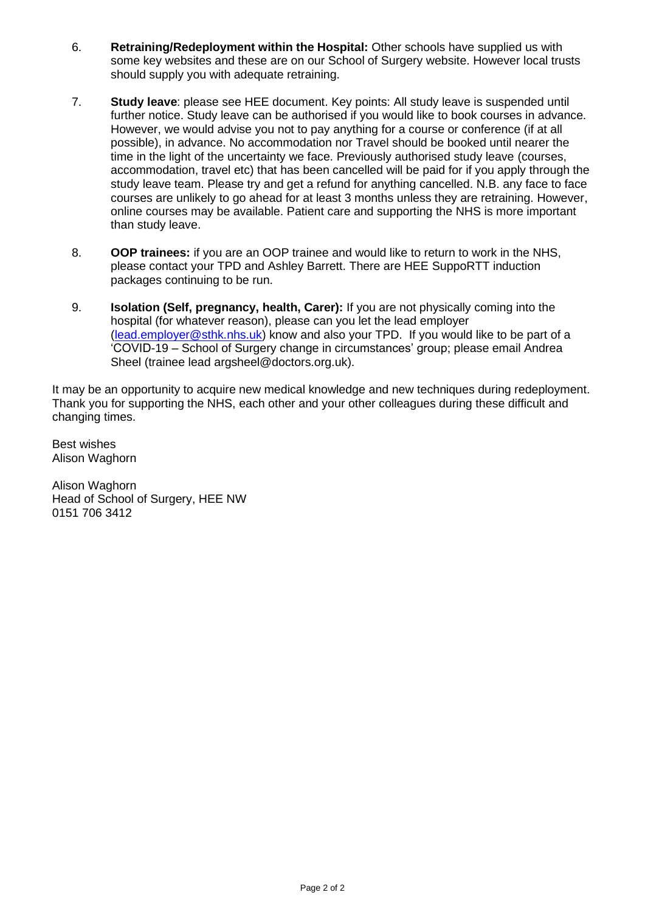6. **Retraining/Redeployment within the Hospital:** Other schools have supplied us with some key websites and these are on our School of Surgery website. However local trusts should supply you with adequate retraining.

7. **Study leave**: please see HEE document. Key points: All study leave is suspended until further notice. Study leave can be authorised if you would like to book courses in advance. However, we would advise you not to pay anything for a course or conference (if at all possible), in advance. No accommodation nor Travel should be booked until nearer the time in the light of the uncertainty we face. Previously authorised study leave (courses, accommodation, travel etc) that has been cancelled will be paid for if you apply through the study leave team. Please try and get a refund for anything cancelled. N.B. any face to face courses are unlikely to go ahead for at least 3 months unless they are retraining. However, online courses may be available. Patient care and supporting the NHS is more important than study leave.

8. **OOP trainees:** if you are an OOP trainee and would like to return to work in the NHS, please contact your TPD and Ashley Barrett. There are HEE SuppoRTT induction packages continuing to be run.

9. **Isolation (Self, pregnancy, health, Carer):** If you are not physically coming into the hospital (for whatever reason), please can you let the lead employer (lead.employer@sthk.nhs.uk) know and also your TPD. If you would like to be part of a 'COVID-19 – School of Surgery change in circumstances' group; please email Andrea Sheel (trainee lead argsheel@doctors.org.uk).

It may be an opportunity to acquire new medical knowledge and new techniques during redeployment. Thank you for supporting the NHS, each other and your other colleagues during these difficult and changing times.

Best wishes
Alison Waghorn

Alison Waghorn
Head of School of Surgery, HEE NW
0151 706 3412